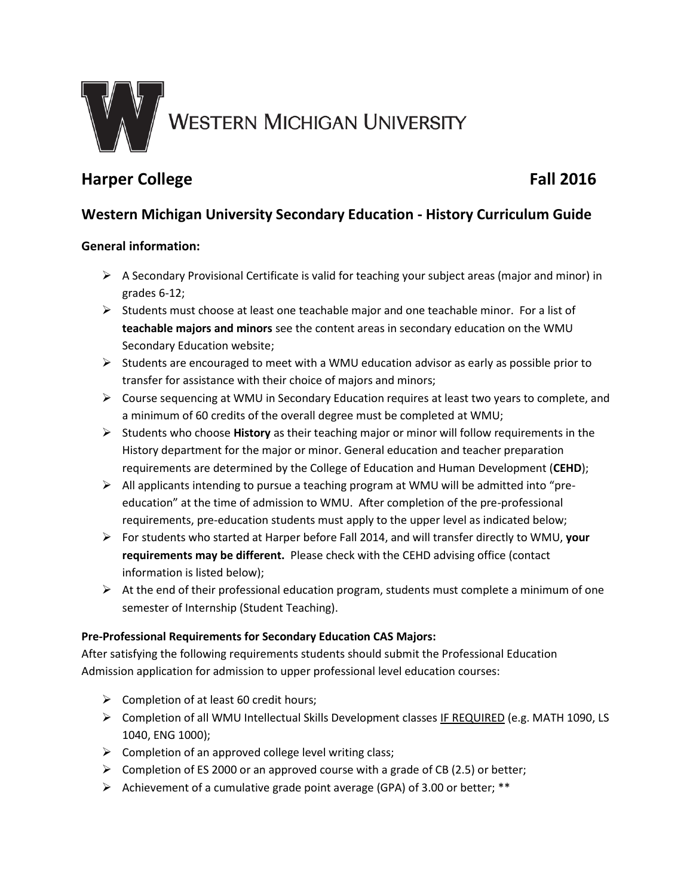WESTERN MICHIGAN UNIVERSITY

## Harper College Fall 2016

## Western Michigan University Secondary Education - History Curriculum Guide

### General information:

- A Secondary Provisional Certificate is valid for teaching your subject areas (major and minor) in grades 6-12;
- Students must choose at least one teachable major and one teachable minor. For a list of **teachable majors and minors** see the content areas in secondary education on the WMU Secondary Education website;
- Students are encouraged to meet with a WMU education advisor as early as possible prior to transfer for assistance with their choice of majors and minors;
- Course sequencing at WMU in Secondary Education requires at least two years to complete, and a minimum of 60 credits of the overall degree must be completed at WMU;
- Students who choose **History** as their teaching major or minor will follow requirements in the History department for the major or minor. General education and teacher preparation requirements are determined by the College of Education and Human Development (**CEHD**);
- All applicants intending to pursue a teaching program at WMU will be admitted into "pre-education" at the time of admission to WMU. After completion of the pre-professional requirements, pre-education students must apply to the upper level as indicated below;
- For students who started at Harper before Fall 2014, and will transfer directly to WMU, **your requirements may be different.** Please check with the CEHD advising office (contact information is listed below);
- At the end of their professional education program, students must complete a minimum of one semester of Internship (Student Teaching).

**Pre-Professional Requirements for Secondary Education CAS Majors:**

After satisfying the following requirements students should submit the Professional Education Admission application for admission to upper professional level education courses:

- Completion of at least 60 credit hours;
- Completion of all WMU Intellectual Skills Development classes IF REQUIRED (e.g. MATH 1090, LS 1040, ENG 1000);
- Completion of an approved college level writing class;
- Completion of ES 2000 or an approved course with a grade of CB (2.5) or better;
- Achievement of a cumulative grade point average (GPA) of 3.00 or better; **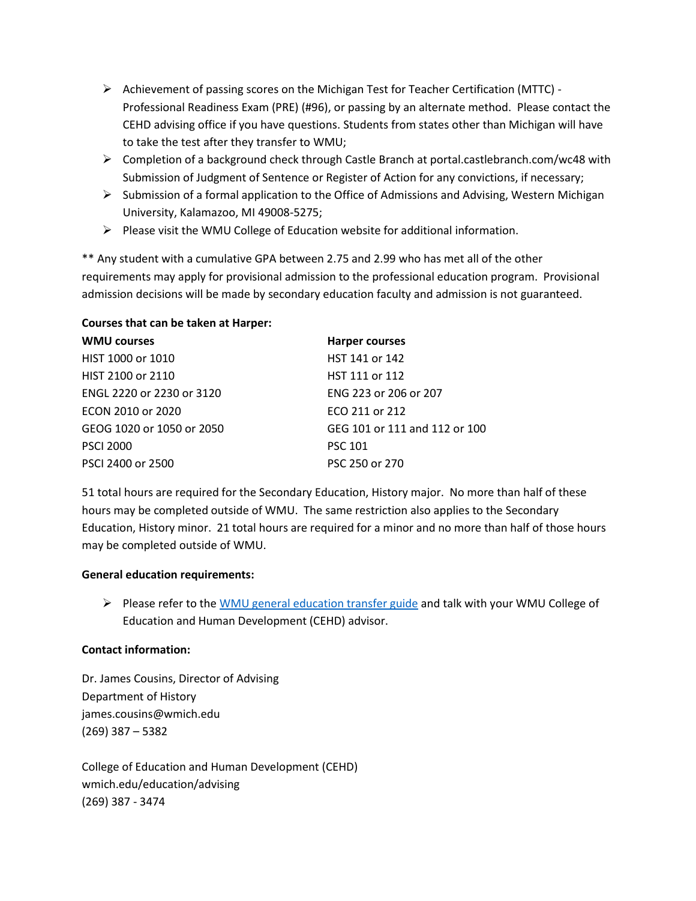- Achievement of passing scores on the Michigan Test for Teacher Certification (MTTC) - Professional Readiness Exam (PRE) (#96), or passing by an alternate method. Please contact the CEHD advising office if you have questions. Students from states other than Michigan will have to take the test after they transfer to WMU;
- Completion of a background check through Castle Branch at portal.castlebranch.com/wc48 with Submission of Judgment of Sentence or Register of Action for any convictions, if necessary;
- Submission of a formal application to the Office of Admissions and Advising, Western Michigan University, Kalamazoo, MI 49008-5275;
- Please visit the WMU College of Education website for additional information.

** Any student with a cumulative GPA between 2.75 and 2.99 who has met all of the other requirements may apply for provisional admission to the professional education program. Provisional admission decisions will be made by secondary education faculty and admission is not guaranteed.

**Courses that can be taken at Harper:**

| **WMU courses** | **Harper courses** |
|---|---|
| HIST 1000 or 1010 | HST 141 or 142 |
| HIST 2100 or 2110 | HST 111 or 112 |
| ENGL 2220 or 2230 or 3120 | ENG 223 or 206 or 207 |
| ECON 2010 or 2020 | ECO 211 or 212 |
| GEOG 1020 or 1050 or 2050 | GEG 101 or 111 and 112 or 100 |
| PSCI 2000 | PSC 101 |
| PSCI 2400 or 2500 | PSC 250 or 270 |

51 total hours are required for the Secondary Education, History major. No more than half of these hours may be completed outside of WMU. The same restriction also applies to the Secondary Education, History minor. 21 total hours are required for a minor and no more than half of those hours may be completed outside of WMU.

**General education requirements:**

- Please refer to the WMU general education transfer guide and talk with your WMU College of Education and Human Development (CEHD) advisor.

**Contact information:**

Dr. James Cousins, Director of Advising
Department of History
james.cousins@wmich.edu
(269) 387 – 5382

College of Education and Human Development (CEHD)
wmich.edu/education/advising
(269) 387 - 3474